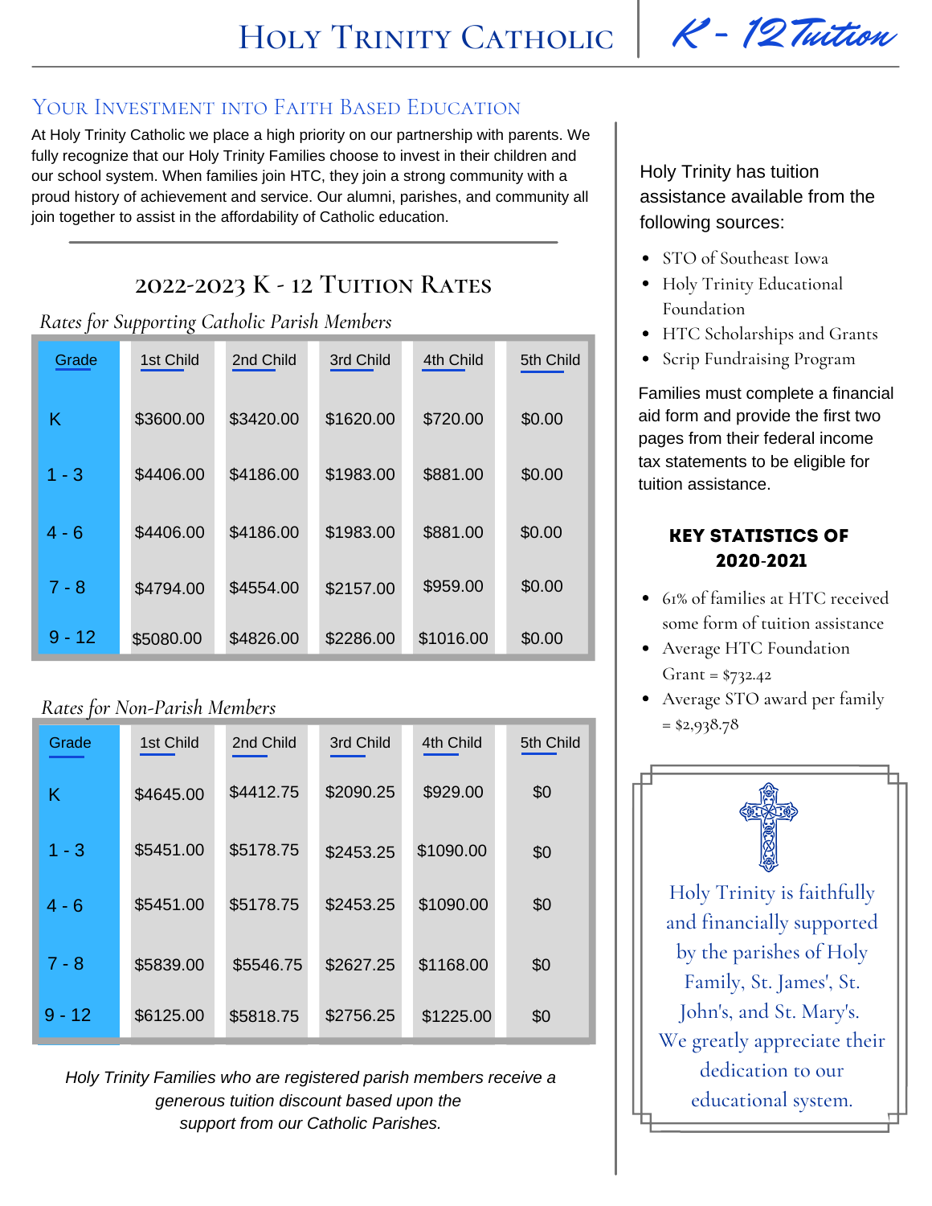# Holy Trinity Catholic | K - 12 Tuition

## Your Investment into Faith Based Education

At Holy Trinity Catholic we place a high priority on our partnership with parents. We fully recognize that our Holy Trinity Families choose to invest in their children and our school system. When families join HTC, they join a strong community with a proud history of achievement and service. Our alumni, parishes, and community all join together to assist in the affordability of Catholic education.

## 2022-2023 K - 12 Tuition Rates

*Rates for Supporting Catholic Parish Members*

| Grade | 1st Child | 2nd Child | 3rd Child | 4th Child | 5th Child |
|---|---|---|---|---|---|
| K | $3600.00 | $3420.00 | $1620.00 | $720.00 | $0.00 |
| 1 - 3 | $4406.00 | $4186.00 | $1983.00 | $881.00 | $0.00 |
| 4 - 6 | $4406.00 | $4186.00 | $1983.00 | $881.00 | $0.00 |
| 7 - 8 | $4794.00 | $4554.00 | $2157.00 | $959.00 | $0.00 |
| 9 - 12 | $5080.00 | $4826.00 | $2286.00 | $1016.00 | $0.00 |

*Rates for Non-Parish Members*

| Grade | 1st Child | 2nd Child | 3rd Child | 4th Child | 5th Child |
|---|---|---|---|---|---|
| K | $4645.00 | $4412.75 | $2090.25 | $929.00 | $0 |
| 1 - 3 | $5451.00 | $5178.75 | $2453.25 | $1090.00 | $0 |
| 4 - 6 | $5451.00 | $5178.75 | $2453.25 | $1090.00 | $0 |
| 7 - 8 | $5839.00 | $5546.75 | $2627.25 | $1168.00 | $0 |
| 9 - 12 | $6125.00 | $5818.75 | $2756.25 | $1225.00 | $0 |

*Holy Trinity Families who are registered parish members receive a generous tuition discount based upon the support from our Catholic Parishes.*

Holy Trinity has tuition assistance available from the following sources:

- STO of Southeast Iowa
- Holy Trinity Educational Foundation
- HTC Scholarships and Grants
- Scrip Fundraising Program

Families must complete a financial aid form and provide the first two pages from their federal income tax statements to be eligible for tuition assistance.

### Key Statistics of 2020-2021

- 61% of families at HTC received some form of tuition assistance
- Average HTC Foundation Grant = $732.42
- Average STO award per family = $2,938.78

Holy Trinity is faithfully and financially supported by the parishes of Holy Family, St. James', St. John's, and St. Mary's. We greatly appreciate their dedication to our educational system.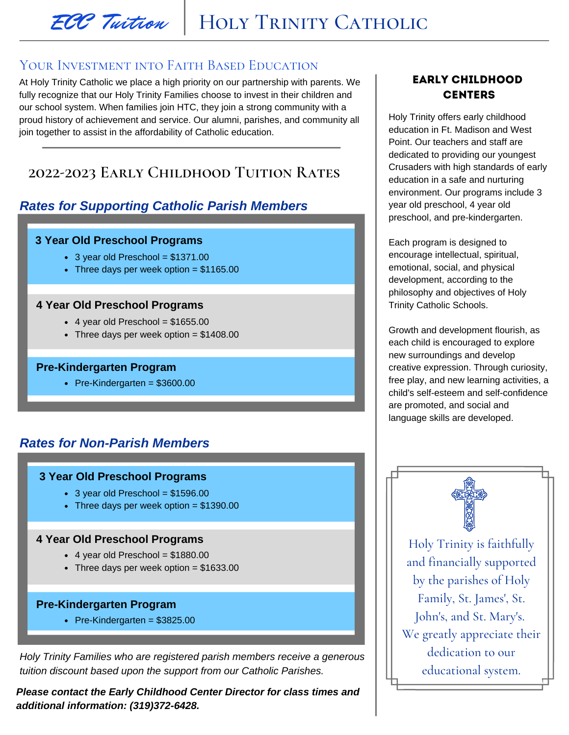# ECC Tuition | Holy Trinity Catholic

## Your Investment into Faith Based Education

At Holy Trinity Catholic we place a high priority on our partnership with parents. We fully recognize that our Holy Trinity Families choose to invest in their children and our school system. When families join HTC, they join a strong community with a proud history of achievement and service. Our alumni, parishes, and community all join together to assist in the affordability of Catholic education.

## 2022-2023 Early Childhood Tuition Rates

### *Rates for Supporting Catholic Parish Members*

**3 Year Old Preschool Programs**

- 3 year old Preschool = $1371.00
- Three days per week option = $1165.00

**4 Year Old Preschool Programs**

- 4 year old Preschool = $1655.00
- Three days per week option = $1408.00

**Pre-Kindergarten Program**

- Pre-Kindergarten = $3600.00

### *Rates for Non-Parish Members*

**3 Year Old Preschool Programs**

- 3 year old Preschool = $1596.00
- Three days per week option = $1390.00

**4 Year Old Preschool Programs**

- 4 year old Preschool = $1880.00
- Three days per week option = $1633.00

**Pre-Kindergarten Program**

- Pre-Kindergarten = $3825.00

*Holy Trinity Families who are registered parish members receive a generous tuition discount based upon the support from our Catholic Parishes.*

***Please contact the Early Childhood Center Director for class times and additional information: (319)372-6428.***

## Early Childhood Centers

Holy Trinity offers early childhood education in Ft. Madison and West Point. Our teachers and staff are dedicated to providing our youngest Crusaders with high standards of early education in a safe and nurturing environment. Our programs include 3 year old preschool, 4 year old preschool, and pre-kindergarten.

Each program is designed to encourage intellectual, spiritual, emotional, social, and physical development, according to the philosophy and objectives of Holy Trinity Catholic Schools.

Growth and development flourish, as each child is encouraged to explore new surroundings and develop creative expression. Through curiosity, free play, and new learning activities, a child's self-esteem and self-confidence are promoted, and social and language skills are developed.

Holy Trinity is faithfully and financially supported by the parishes of Holy Family, St. James', St. John's, and St. Mary's. We greatly appreciate their dedication to our educational system.